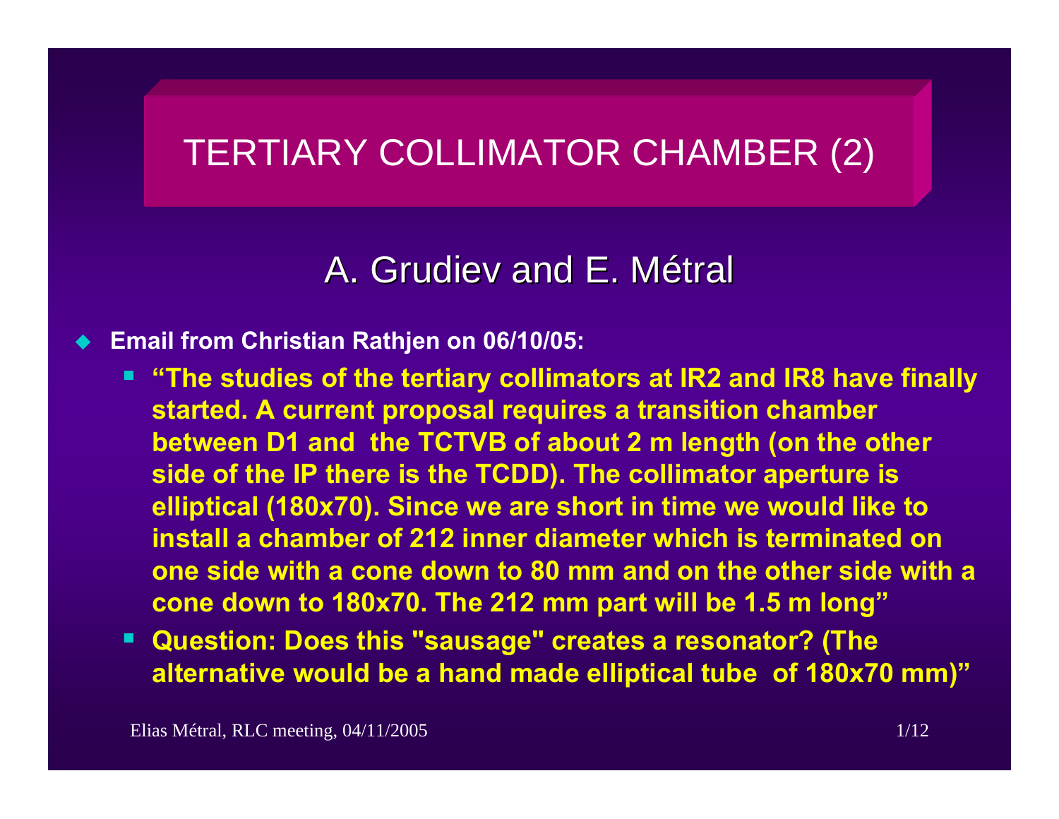# TERTIARY COLLIMATOR CHAMBER (2)

## A. Grudiev and E. Métral

- **Email from Christian Rathjen on 06/10/05:**
  - **"The studies of the tertiary collimators at IR2 and IR8 have finally started. A current proposal requires a transition chamber between D1 and the TCTVB of about 2 m length (on the other side of the IP there is the TCDD). The collimator aperture is elliptical (180x70). Since we are short in time we would like to install a chamber of 212 inner diameter which is terminated on one side with a cone down to 80 mm and on the other side with a cone down to 180x70. The 212 mm part will be 1.5 m long"**
  - **Question: Does this "sausage" creates a resonator? (The alternative would be a hand made elliptical tube of 180x70 mm)"**

Elias Métral, RLC meeting, 04/11/2005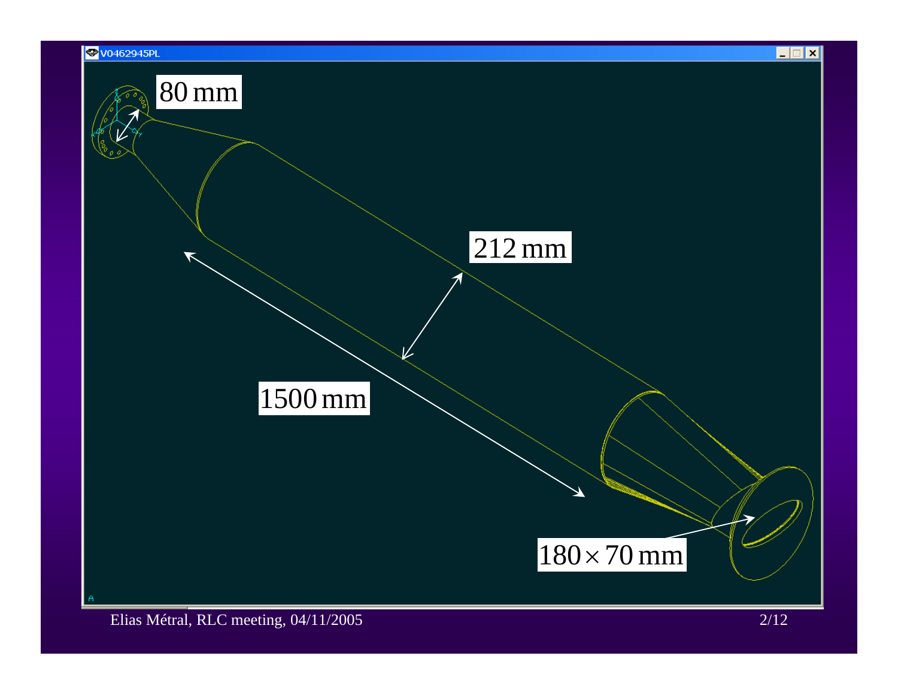V0462945PL

80 mm

212 mm

1500 mm

$180 \times 70$ mm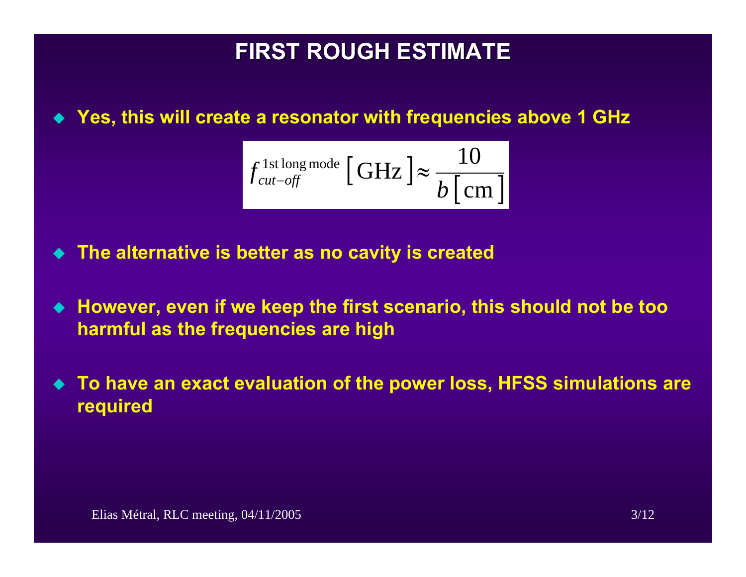# FIRST ROUGH ESTIMATE

- Yes, this will create a resonator with frequencies above 1 GHz

$$f_{cut-off}^{\text{1st long mode}}\left[\text{GHz}\right] \approx \frac{10}{b\left[\text{cm}\right]}$$

- The alternative is better as no cavity is created
- However, even if we keep the first scenario, this should not be too harmful as the frequencies are high
- To have an exact evaluation of the power loss, HFSS simulations are required

Elias Métral, RLC meeting, 04/11/2005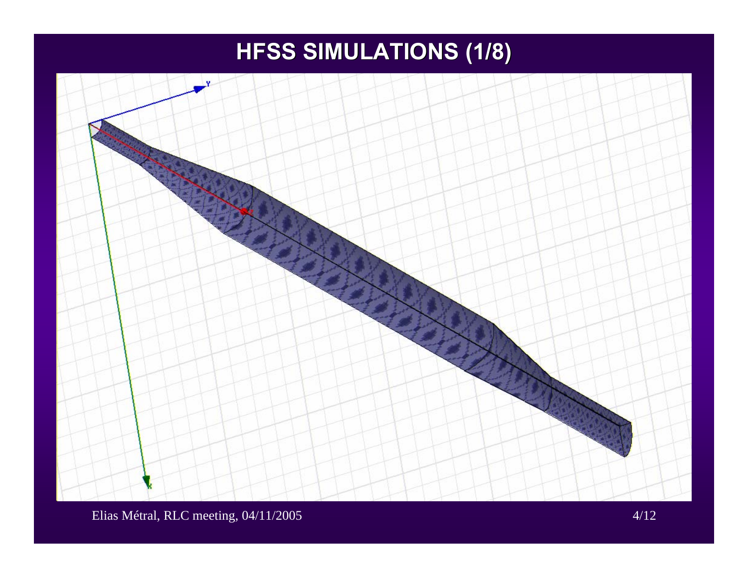# HFSS SIMULATIONS (1/8)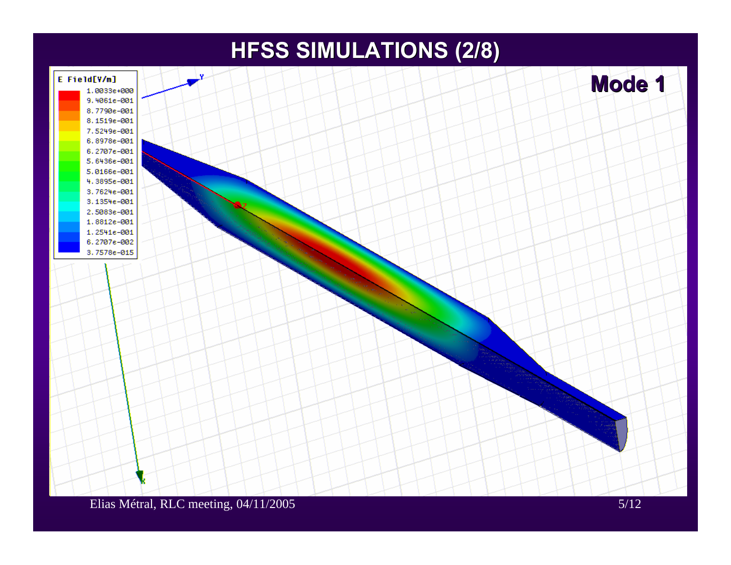# HFSS SIMULATIONS (2/8)

**Mode 1**

E Field[V/m]

- 1.0033e+000
- 9.4061e-001
- 8.7790e-001
- 8.1519e-001
- 7.5249e-001
- 6.8978e-001
- 6.2707e-001
- 5.6436e-001
- 5.0166e-001
- 4.3895e-001
- 3.7624e-001
- 3.1354e-001
- 2.5083e-001
- 1.8812e-001
- 1.2541e-001
- 6.2707e-002
- 3.7578e-015

Elias Métral, RLC meeting, 04/11/2005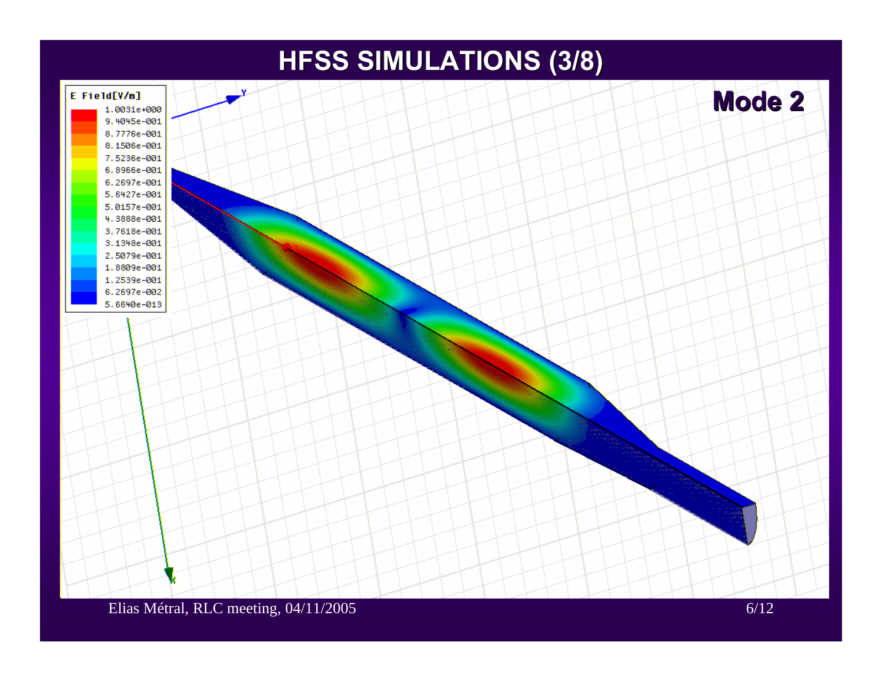# HFSS SIMULATIONS (3/8)

Mode 2

E Field[V/m]

| |
|---|
| 1.0031e+000 |
| 9.4045e-001 |
| 8.7776e-001 |
| 8.1506e-001 |
| 7.5236e-001 |
| 6.8966e-001 |
| 6.2697e-001 |
| 5.6427e-001 |
| 5.0157e-001 |
| 4.3888e-001 |
| 3.7618e-001 |
| 3.1348e-001 |
| 2.5079e-001 |
| 1.8809e-001 |
| 1.2539e-001 |
| 6.2697e-002 |
| 5.6640e-013 |

Elias Métral, RLC meeting, 04/11/2005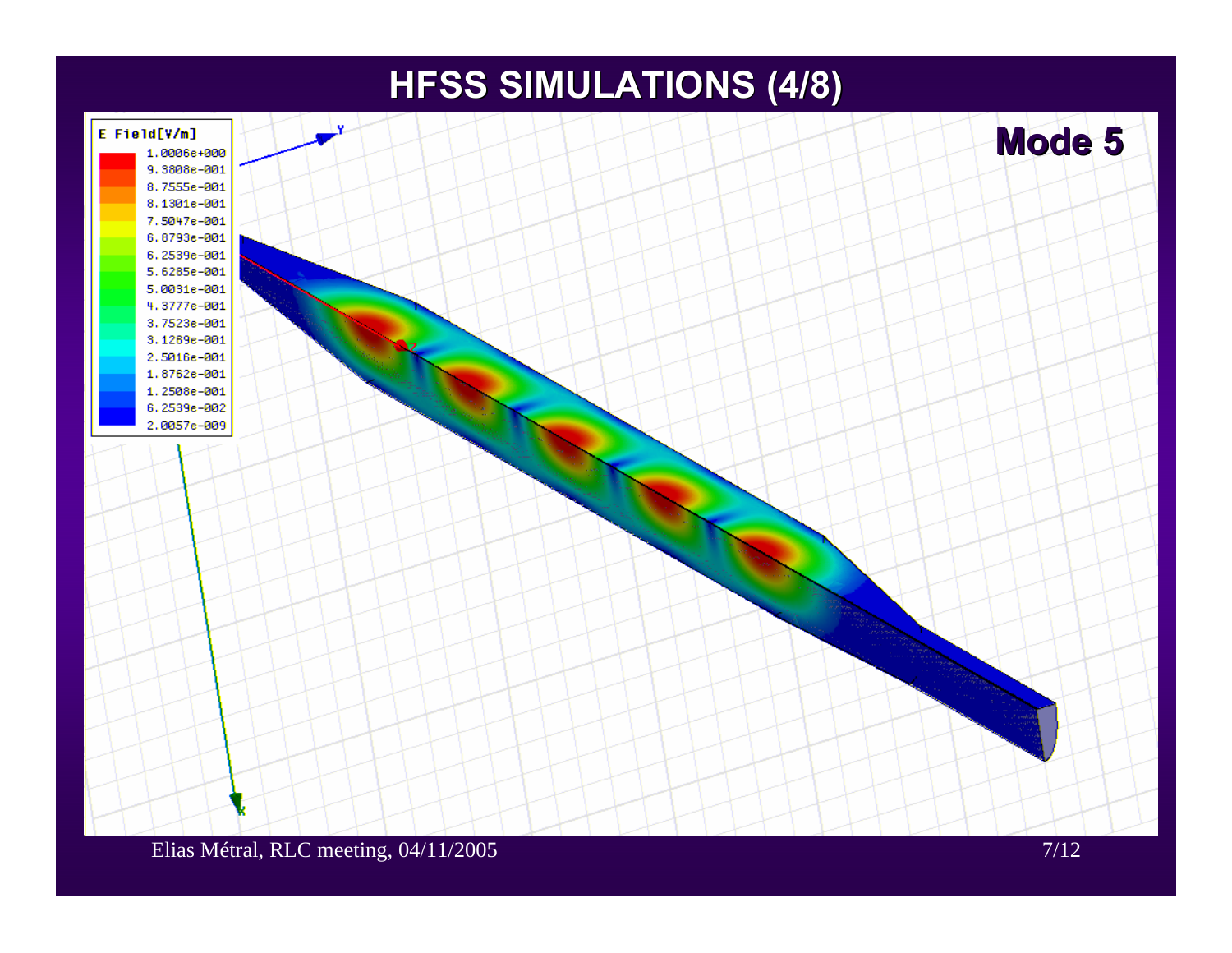# HFSS SIMULATIONS (4/8)

Mode 5

E Field[V/m]

1.0006e+000
9.3808e-001
8.7555e-001
8.1301e-001
7.5047e-001
6.8793e-001
6.2539e-001
5.6285e-001
5.0031e-001
4.3777e-001
3.7523e-001
3.1269e-001
2.5016e-001
1.8762e-001
1.2508e-001
6.2539e-002
2.0057e-009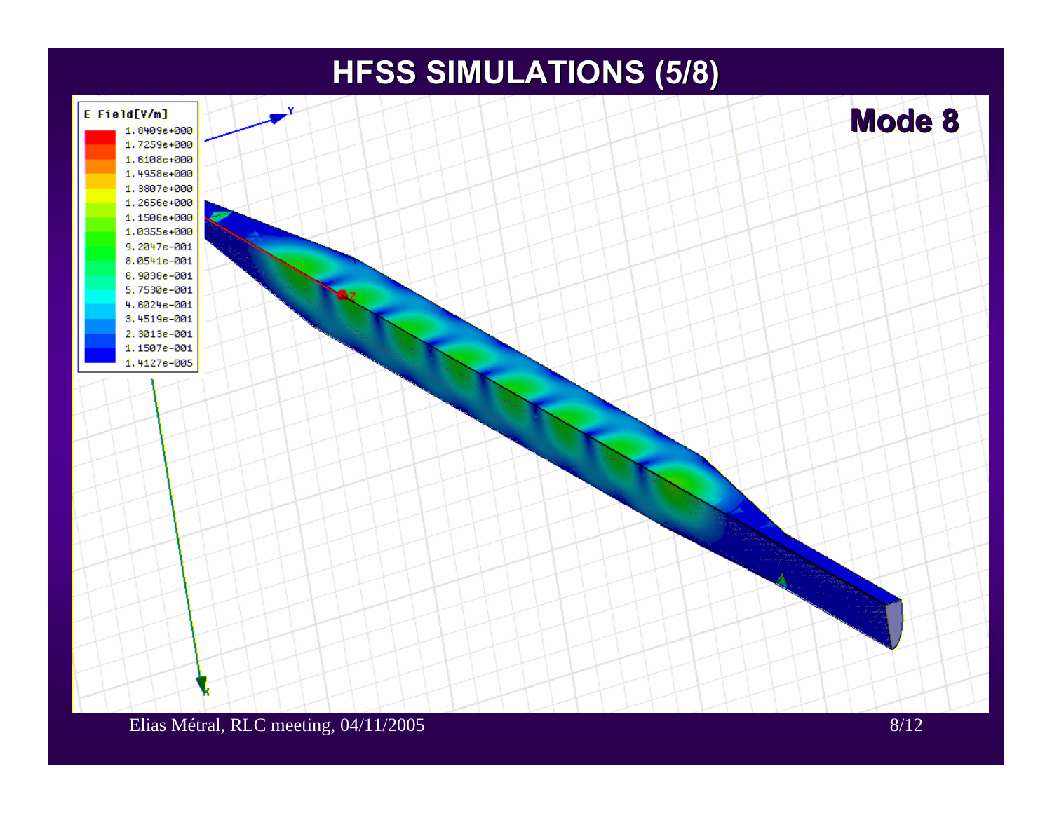# HFSS SIMULATIONS (5/8)

**Mode 8**

E Field[V/m]

1.8409e+000
1.7259e+000
1.6108e+000
1.4958e+000
1.3807e+000
1.2656e+000
1.1506e+000
1.0355e+000
9.2047e-001
8.0541e-001
6.9036e-001
5.7530e-001
4.6024e-001
3.4519e-001
2.3013e-001
1.1507e-001
1.4127e-005

Elias Métral, RLC meeting, 04/11/2005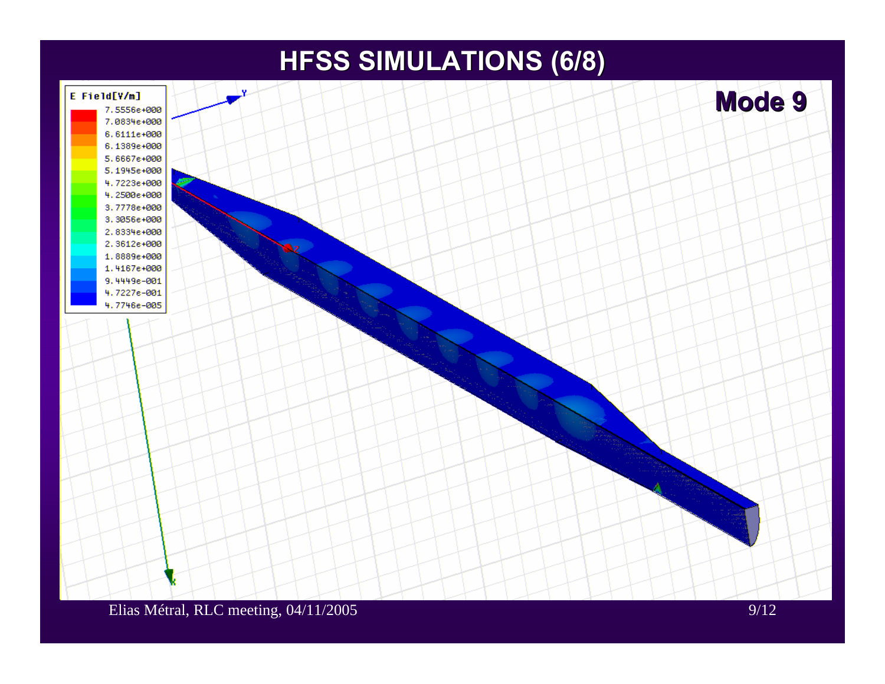# HFSS SIMULATIONS (6/8)

**Mode 9**

E Field[V/m]

7.5556e+000
7.0834e+000
6.6111e+000
6.1389e+000
5.6667e+000
5.1945e+000
4.7223e+000
4.2500e+000
3.7778e+000
3.3056e+000
2.8334e+000
2.3612e+000
1.8889e+000
1.4167e+000
9.4449e-001
4.7227e-001
4.7746e-005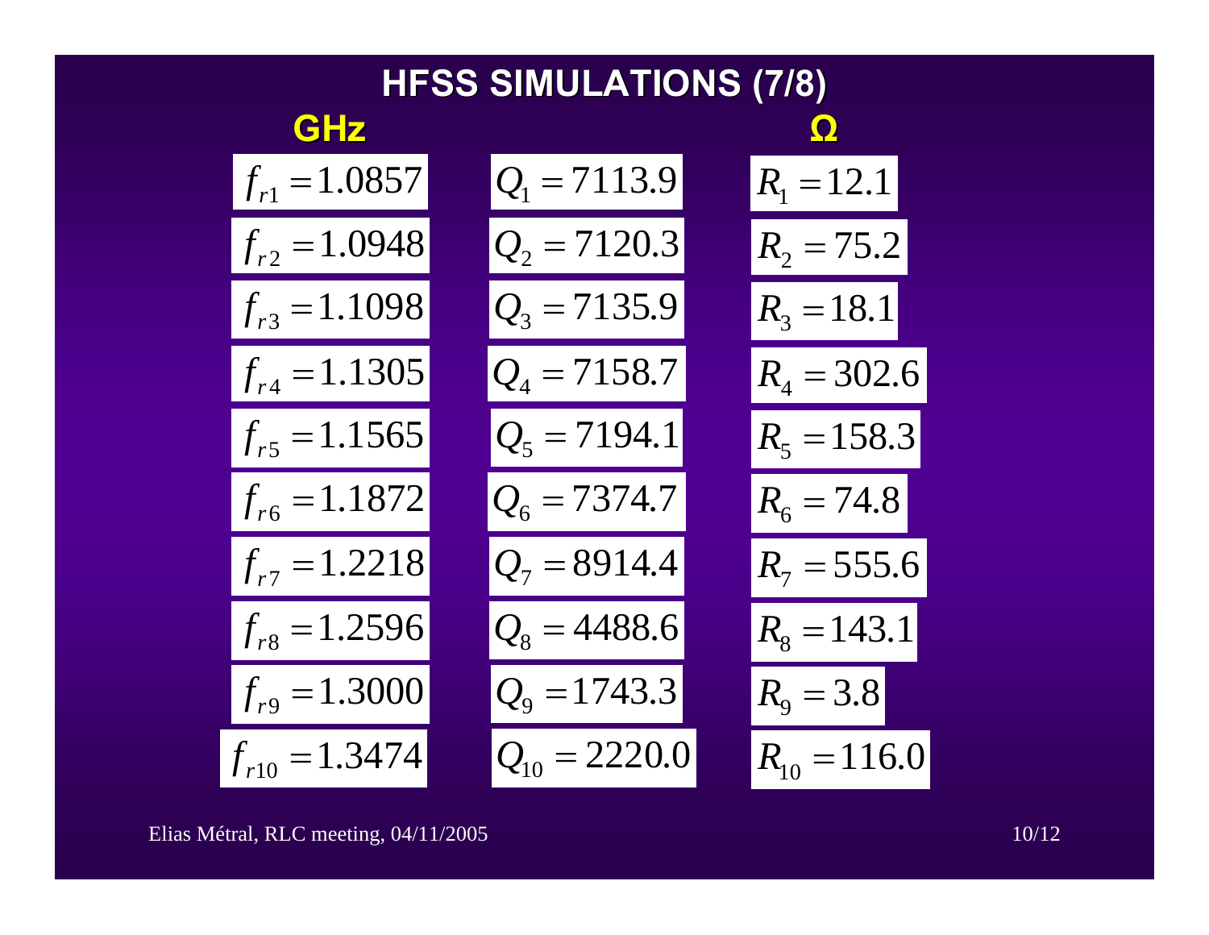# HFSS SIMULATIONS (7/8)

| GHz | | Ω |
|---|---|---|
| $f_{r1} = 1.0857$ | $Q_1 = 7113.9$ | $R_1 = 12.1$ |
| $f_{r2} = 1.0948$ | $Q_2 = 7120.3$ | $R_2 = 75.2$ |
| $f_{r3} = 1.1098$ | $Q_3 = 7135.9$ | $R_3 = 18.1$ |
| $f_{r4} = 1.1305$ | $Q_4 = 7158.7$ | $R_4 = 302.6$ |
| $f_{r5} = 1.1565$ | $Q_5 = 7194.1$ | $R_5 = 158.3$ |
| $f_{r6} = 1.1872$ | $Q_6 = 7374.7$ | $R_6 = 74.8$ |
| $f_{r7} = 1.2218$ | $Q_7 = 8914.4$ | $R_7 = 555.6$ |
| $f_{r8} = 1.2596$ | $Q_8 = 4488.6$ | $R_8 = 143.1$ |
| $f_{r9} = 1.3000$ | $Q_9 = 1743.3$ | $R_9 = 3.8$ |
| $f_{r10} = 1.3474$ | $Q_{10} = 2220.0$ | $R_{10} = 116.0$ |

Elias Métral, RLC meeting, 04/11/2005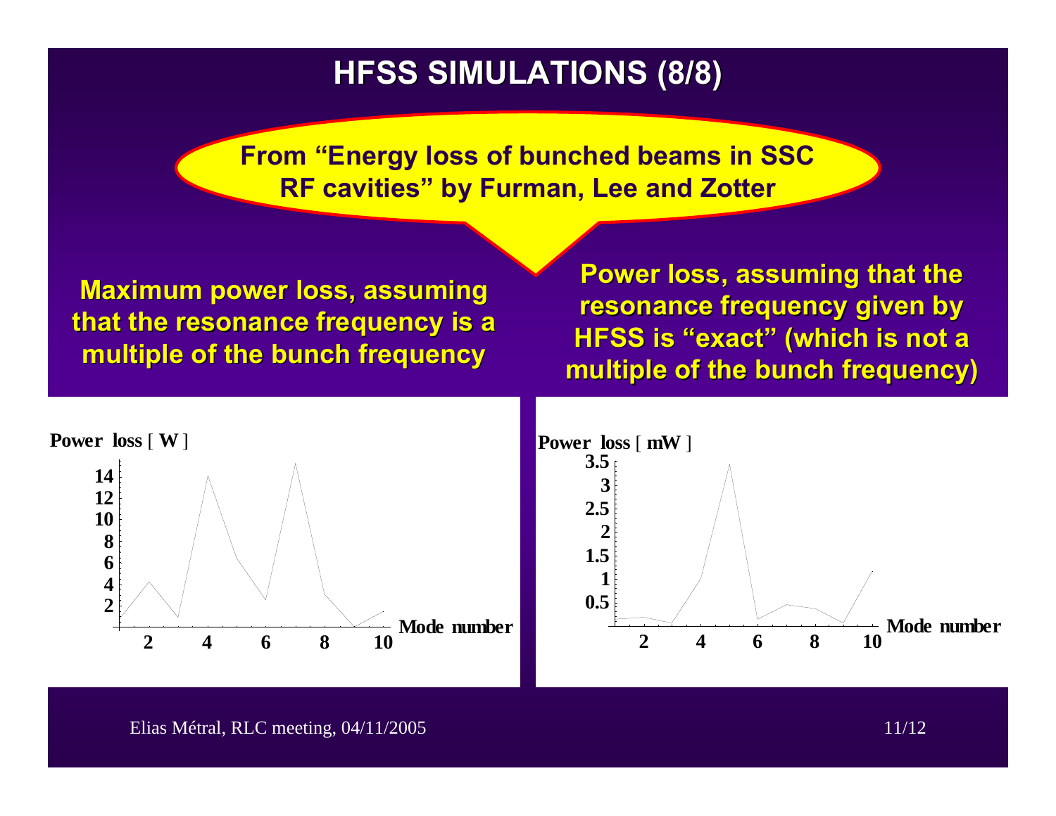# HFSS SIMULATIONS (8/8)

From "Energy loss of bunched beams in SSC RF cavities" by Furman, Lee and Zotter

**Maximum power loss, assuming that the resonance frequency is a multiple of the bunch frequency**

**Power loss, assuming that the resonance frequency given by HFSS is "exact" (which is not a multiple of the bunch frequency)**

Power loss [ W ]

Mode number

Power loss [ mW ]

Mode number

Elias Métral, RLC meeting, 04/11/2005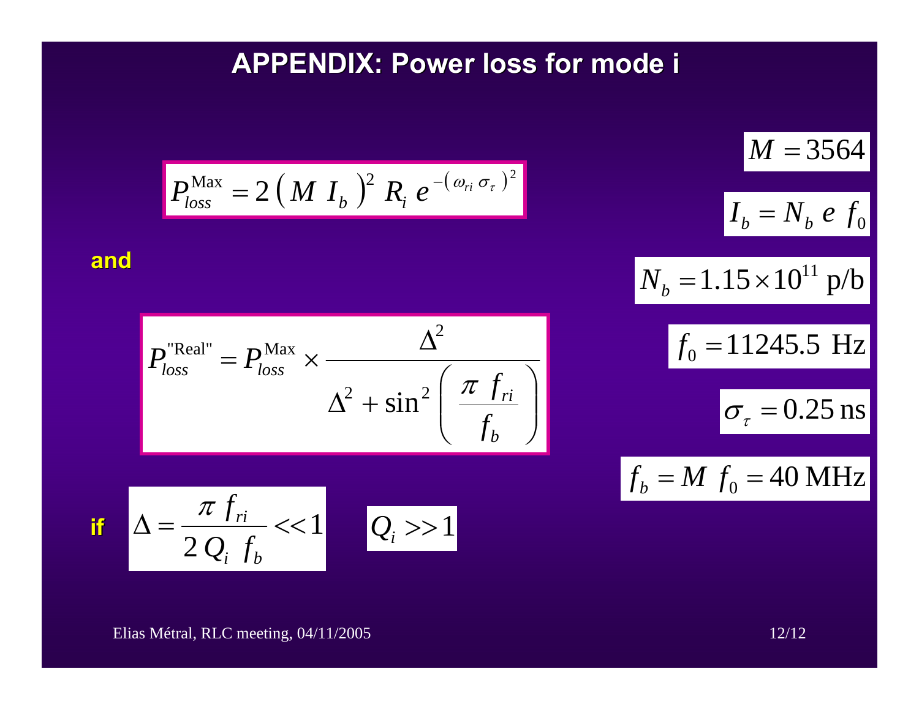# APPENDIX: Power loss for mode i

$$P_{loss}^{\text{Max}} = 2\left(M\ I_b\right)^2\ R_i\ e^{-\left(\omega_{ri}\ \sigma_\tau\right)^2}$$

**and**

$$P_{loss}^{\text{"Real"}} = P_{loss}^{\text{Max}} \times \frac{\Delta^2}{\Delta^2 + \sin^2\left(\dfrac{\pi\ f_{ri}}{f_b}\right)}$$

**if**

$$\Delta = \frac{\pi\ f_{ri}}{2\ Q_i\ f_b} << 1$$

$$Q_i >> 1$$

$$M = 3564$$

$$I_b = N_b\ e\ f_0$$

$$N_b = 1.15 \times 10^{11}\ \text{p/b}$$

$$f_0 = 11245.5\ \text{Hz}$$

$$\sigma_\tau = 0.25\ \text{ns}$$

$$f_b = M\ f_0 = 40\ \text{MHz}$$

Elias Métral, RLC meeting, 04/11/2005